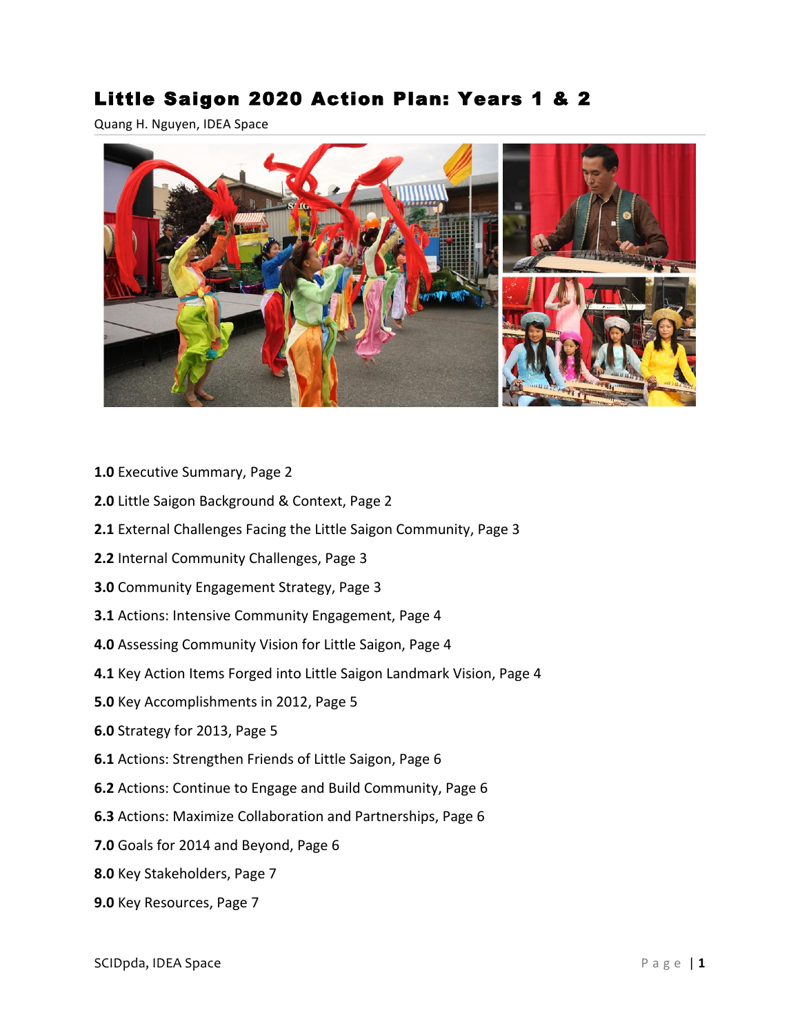# Little Saigon 2020 Action Plan: Years 1 & 2

Quang H. Nguyen, IDEA Space

**1.0** Executive Summary, Page 2

**2.0** Little Saigon Background & Context, Page 2

**2.1** External Challenges Facing the Little Saigon Community, Page 3

**2.2** Internal Community Challenges, Page 3

**3.0** Community Engagement Strategy, Page 3

**3.1** Actions: Intensive Community Engagement, Page 4

**4.0** Assessing Community Vision for Little Saigon, Page 4

**4.1** Key Action Items Forged into Little Saigon Landmark Vision, Page 4

**5.0** Key Accomplishments in 2012, Page 5

**6.0** Strategy for 2013, Page 5

**6.1** Actions: Strengthen Friends of Little Saigon, Page 6

**6.2** Actions: Continue to Engage and Build Community, Page 6

**6.3** Actions: Maximize Collaboration and Partnerships, Page 6

**7.0** Goals for 2014 and Beyond, Page 6

**8.0** Key Stakeholders, Page 7

**9.0** Key Resources, Page 7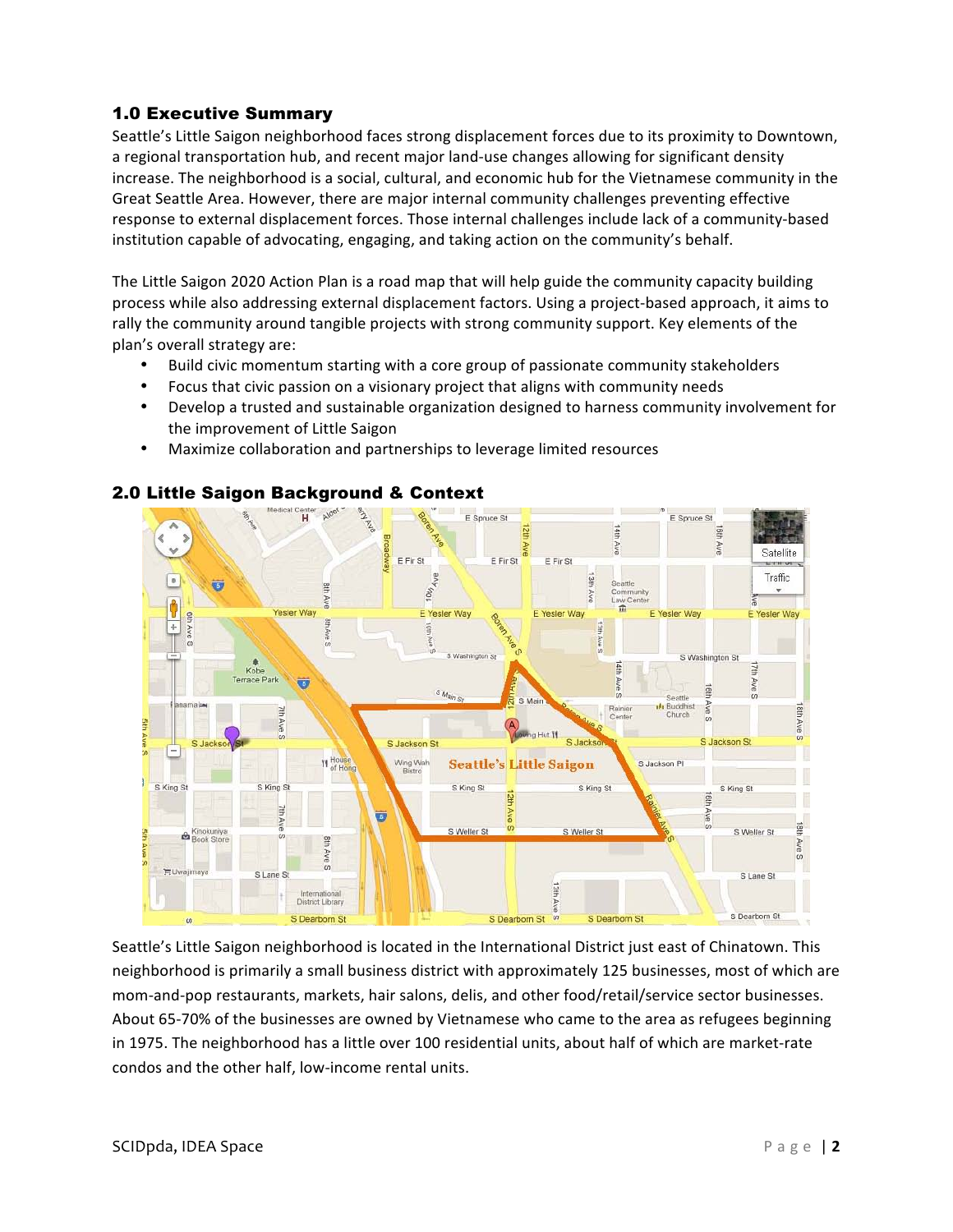## 1.0 Executive Summary

Seattle's Little Saigon neighborhood faces strong displacement forces due to its proximity to Downtown, a regional transportation hub, and recent major land-use changes allowing for significant density increase. The neighborhood is a social, cultural, and economic hub for the Vietnamese community in the Great Seattle Area. However, there are major internal community challenges preventing effective response to external displacement forces. Those internal challenges include lack of a community-based institution capable of advocating, engaging, and taking action on the community's behalf.

The Little Saigon 2020 Action Plan is a road map that will help guide the community capacity building process while also addressing external displacement factors. Using a project-based approach, it aims to rally the community around tangible projects with strong community support. Key elements of the plan's overall strategy are:

- Build civic momentum starting with a core group of passionate community stakeholders
- Focus that civic passion on a visionary project that aligns with community needs
- Develop a trusted and sustainable organization designed to harness community involvement for the improvement of Little Saigon
- Maximize collaboration and partnerships to leverage limited resources

## 2.0 Little Saigon Background & Context

Seattle's Little Saigon neighborhood is located in the International District just east of Chinatown. This neighborhood is primarily a small business district with approximately 125 businesses, most of which are mom-and-pop restaurants, markets, hair salons, delis, and other food/retail/service sector businesses. About 65-70% of the businesses are owned by Vietnamese who came to the area as refugees beginning in 1975. The neighborhood has a little over 100 residential units, about half of which are market-rate condos and the other half, low-income rental units.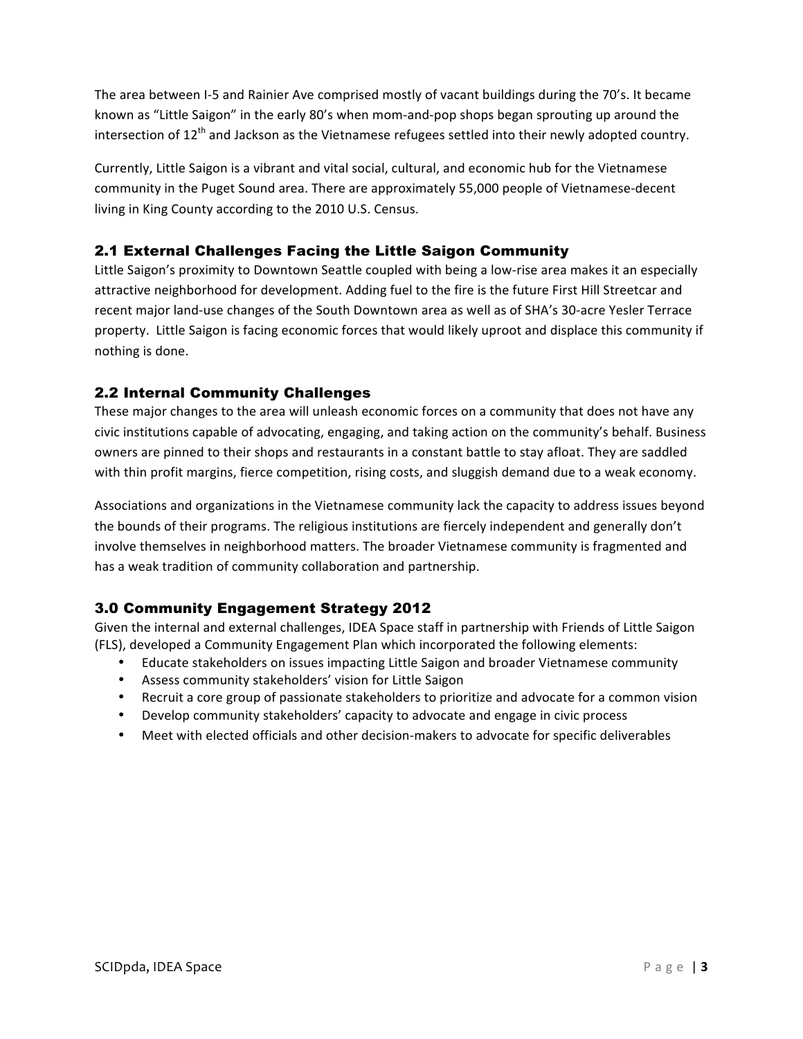The area between I-5 and Rainier Ave comprised mostly of vacant buildings during the 70's. It became known as "Little Saigon" in the early 80's when mom-and-pop shops began sprouting up around the intersection of 12th and Jackson as the Vietnamese refugees settled into their newly adopted country.

Currently, Little Saigon is a vibrant and vital social, cultural, and economic hub for the Vietnamese community in the Puget Sound area. There are approximately 55,000 people of Vietnamese-decent living in King County according to the 2010 U.S. Census.

## 2.1 External Challenges Facing the Little Saigon Community

Little Saigon's proximity to Downtown Seattle coupled with being a low-rise area makes it an especially attractive neighborhood for development. Adding fuel to the fire is the future First Hill Streetcar and recent major land-use changes of the South Downtown area as well as of SHA's 30-acre Yesler Terrace property. Little Saigon is facing economic forces that would likely uproot and displace this community if nothing is done.

## 2.2 Internal Community Challenges

These major changes to the area will unleash economic forces on a community that does not have any civic institutions capable of advocating, engaging, and taking action on the community's behalf. Business owners are pinned to their shops and restaurants in a constant battle to stay afloat. They are saddled with thin profit margins, fierce competition, rising costs, and sluggish demand due to a weak economy.

Associations and organizations in the Vietnamese community lack the capacity to address issues beyond the bounds of their programs. The religious institutions are fiercely independent and generally don't involve themselves in neighborhood matters. The broader Vietnamese community is fragmented and has a weak tradition of community collaboration and partnership.

## 3.0 Community Engagement Strategy 2012

Given the internal and external challenges, IDEA Space staff in partnership with Friends of Little Saigon (FLS), developed a Community Engagement Plan which incorporated the following elements:

- Educate stakeholders on issues impacting Little Saigon and broader Vietnamese community
- Assess community stakeholders' vision for Little Saigon
- Recruit a core group of passionate stakeholders to prioritize and advocate for a common vision
- Develop community stakeholders' capacity to advocate and engage in civic process
- Meet with elected officials and other decision-makers to advocate for specific deliverables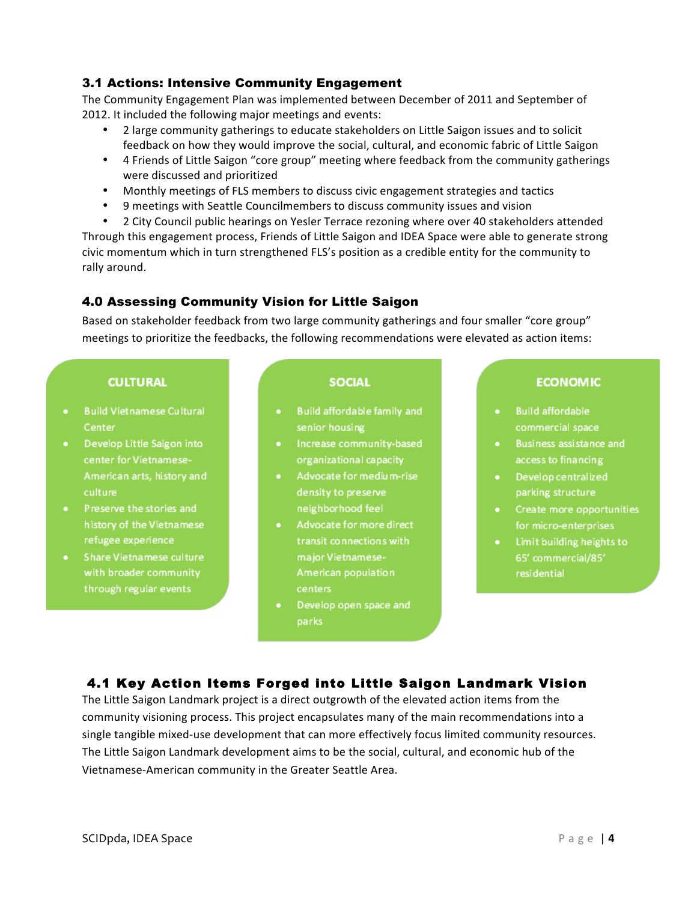### 3.1 Actions: Intensive Community Engagement

The Community Engagement Plan was implemented between December of 2011 and September of 2012. It included the following major meetings and events:

- 2 large community gatherings to educate stakeholders on Little Saigon issues and to solicit feedback on how they would improve the social, cultural, and economic fabric of Little Saigon
- 4 Friends of Little Saigon “core group” meeting where feedback from the community gatherings were discussed and prioritized
- Monthly meetings of FLS members to discuss civic engagement strategies and tactics
- 9 meetings with Seattle Councilmembers to discuss community issues and vision
- 2 City Council public hearings on Yesler Terrace rezoning where over 40 stakeholders attended

Through this engagement process, Friends of Little Saigon and IDEA Space were able to generate strong civic momentum which in turn strengthened FLS’s position as a credible entity for the community to rally around.

### 4.0 Assessing Community Vision for Little Saigon

Based on stakeholder feedback from two large community gatherings and four smaller “core group” meetings to prioritize the feedbacks, the following recommendations were elevated as action items:

**CULTURAL**

- Build Vietnamese Cultural Center
- Develop Little Saigon into center for Vietnamese-American arts, history and culture
- Preserve the stories and history of the Vietnamese refugee experience
- Share Vietnamese culture with broader community through regular events

**SOCIAL**

- Build affordable family and senior housing
- Increase community-based organizational capacity
- Advocate for medium-rise density to preserve neighborhood feel
- Advocate for more direct transit connections with major Vietnamese-American population centers
- Develop open space and parks

**ECONOMIC**

- Build affordable commercial space
- Business assistance and access to financing
- Develop centralized parking structure
- Create more opportunities for micro-enterprises
- Limit building heights to 65’ commercial/85’ residential

### 4.1 Key Action Items Forged into Little Saigon Landmark Vision

The Little Saigon Landmark project is a direct outgrowth of the elevated action items from the community visioning process. This project encapsulates many of the main recommendations into a single tangible mixed-use development that can more effectively focus limited community resources. The Little Saigon Landmark development aims to be the social, cultural, and economic hub of the Vietnamese-American community in the Greater Seattle Area.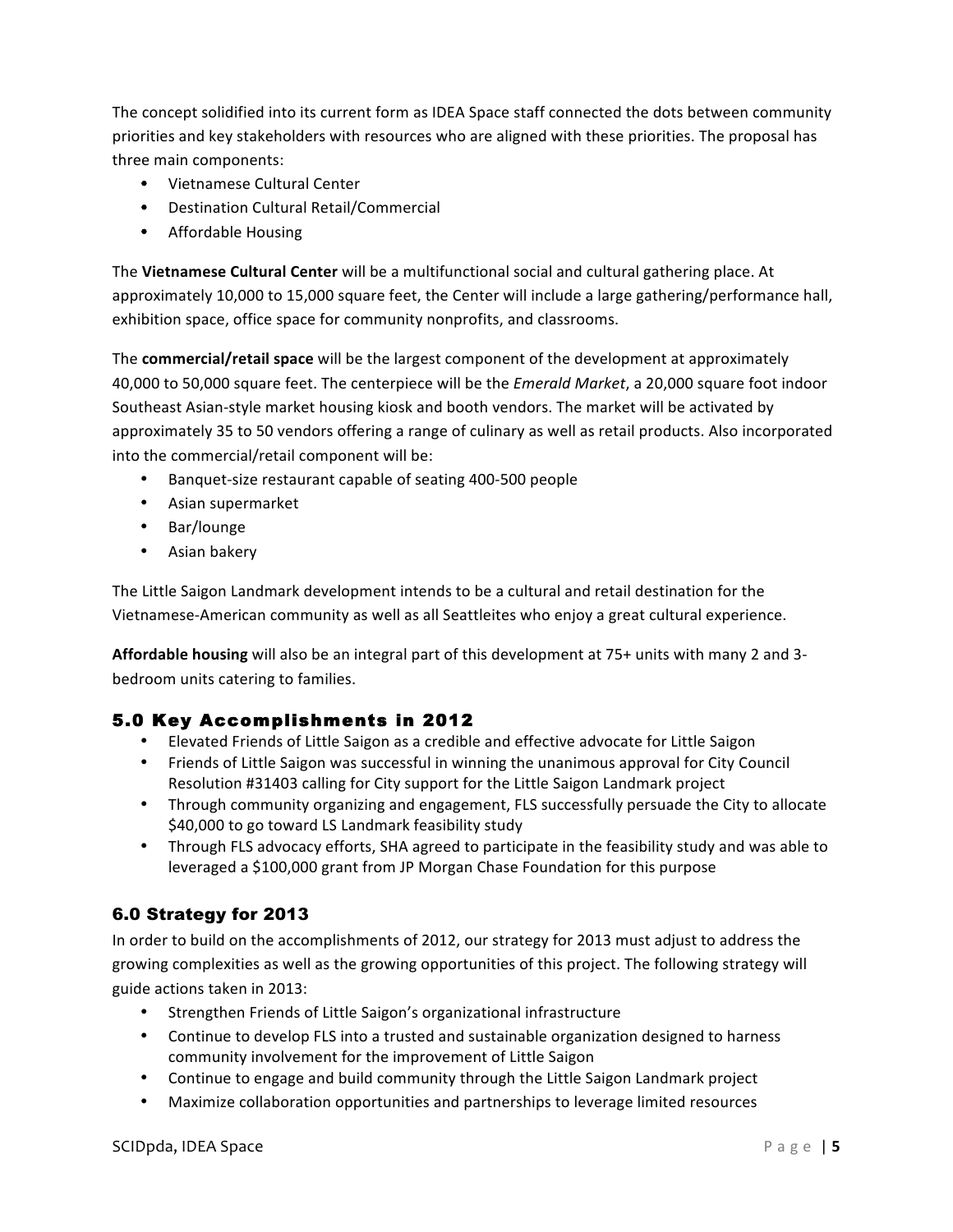The concept solidified into its current form as IDEA Space staff connected the dots between community priorities and key stakeholders with resources who are aligned with these priorities. The proposal has three main components:

- Vietnamese Cultural Center
- Destination Cultural Retail/Commercial
- Affordable Housing

The **Vietnamese Cultural Center** will be a multifunctional social and cultural gathering place. At approximately 10,000 to 15,000 square feet, the Center will include a large gathering/performance hall, exhibition space, office space for community nonprofits, and classrooms.

The **commercial/retail space** will be the largest component of the development at approximately 40,000 to 50,000 square feet. The centerpiece will be the *Emerald Market*, a 20,000 square foot indoor Southeast Asian-style market housing kiosk and booth vendors. The market will be activated by approximately 35 to 50 vendors offering a range of culinary as well as retail products. Also incorporated into the commercial/retail component will be:

- Banquet-size restaurant capable of seating 400-500 people
- Asian supermarket
- Bar/lounge
- Asian bakery

The Little Saigon Landmark development intends to be a cultural and retail destination for the Vietnamese-American community as well as all Seattleites who enjoy a great cultural experience.

**Affordable housing** will also be an integral part of this development at 75+ units with many 2 and 3-bedroom units catering to families.

## 5.0 Key Accomplishments in 2012

- Elevated Friends of Little Saigon as a credible and effective advocate for Little Saigon
- Friends of Little Saigon was successful in winning the unanimous approval for City Council Resolution #31403 calling for City support for the Little Saigon Landmark project
- Through community organizing and engagement, FLS successfully persuade the City to allocate $40,000 to go toward LS Landmark feasibility study
- Through FLS advocacy efforts, SHA agreed to participate in the feasibility study and was able to leveraged a $100,000 grant from JP Morgan Chase Foundation for this purpose

## 6.0 Strategy for 2013

In order to build on the accomplishments of 2012, our strategy for 2013 must adjust to address the growing complexities as well as the growing opportunities of this project. The following strategy will guide actions taken in 2013:

- Strengthen Friends of Little Saigon's organizational infrastructure
- Continue to develop FLS into a trusted and sustainable organization designed to harness community involvement for the improvement of Little Saigon
- Continue to engage and build community through the Little Saigon Landmark project
- Maximize collaboration opportunities and partnerships to leverage limited resources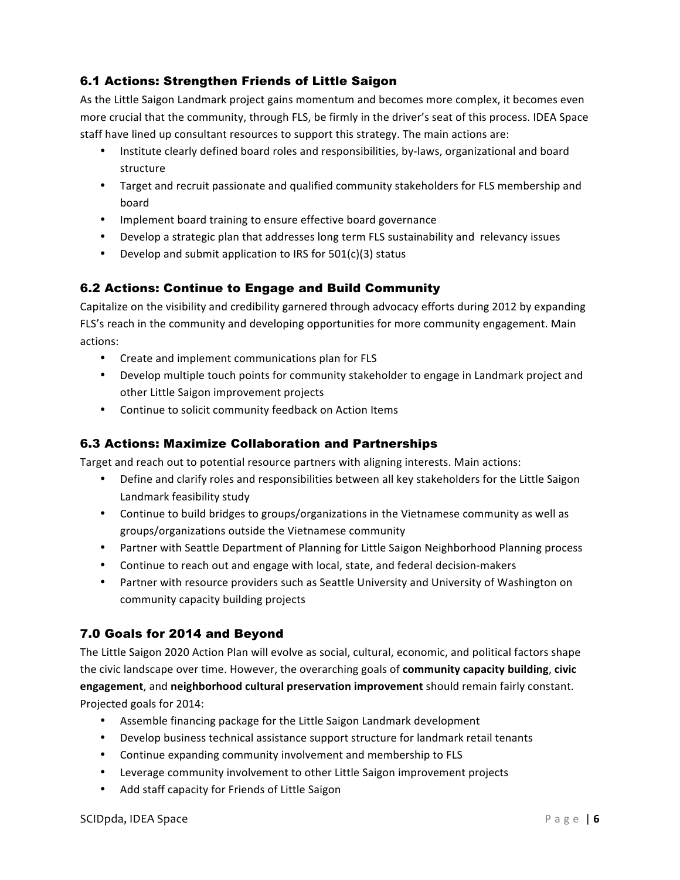### 6.1 Actions: Strengthen Friends of Little Saigon

As the Little Saigon Landmark project gains momentum and becomes more complex, it becomes even more crucial that the community, through FLS, be firmly in the driver's seat of this process. IDEA Space staff have lined up consultant resources to support this strategy. The main actions are:

- Institute clearly defined board roles and responsibilities, by-laws, organizational and board structure
- Target and recruit passionate and qualified community stakeholders for FLS membership and board
- Implement board training to ensure effective board governance
- Develop a strategic plan that addresses long term FLS sustainability and relevancy issues
- Develop and submit application to IRS for 501(c)(3) status

### 6.2 Actions: Continue to Engage and Build Community

Capitalize on the visibility and credibility garnered through advocacy efforts during 2012 by expanding FLS's reach in the community and developing opportunities for more community engagement. Main actions:

- Create and implement communications plan for FLS
- Develop multiple touch points for community stakeholder to engage in Landmark project and other Little Saigon improvement projects
- Continue to solicit community feedback on Action Items

### 6.3 Actions: Maximize Collaboration and Partnerships

Target and reach out to potential resource partners with aligning interests. Main actions:

- Define and clarify roles and responsibilities between all key stakeholders for the Little Saigon Landmark feasibility study
- Continue to build bridges to groups/organizations in the Vietnamese community as well as groups/organizations outside the Vietnamese community
- Partner with Seattle Department of Planning for Little Saigon Neighborhood Planning process
- Continue to reach out and engage with local, state, and federal decision-makers
- Partner with resource providers such as Seattle University and University of Washington on community capacity building projects

## 7.0 Goals for 2014 and Beyond

The Little Saigon 2020 Action Plan will evolve as social, cultural, economic, and political factors shape the civic landscape over time. However, the overarching goals of **community capacity building**, **civic engagement**, and **neighborhood cultural preservation improvement** should remain fairly constant. Projected goals for 2014:

- Assemble financing package for the Little Saigon Landmark development
- Develop business technical assistance support structure for landmark retail tenants
- Continue expanding community involvement and membership to FLS
- Leverage community involvement to other Little Saigon improvement projects
- Add staff capacity for Friends of Little Saigon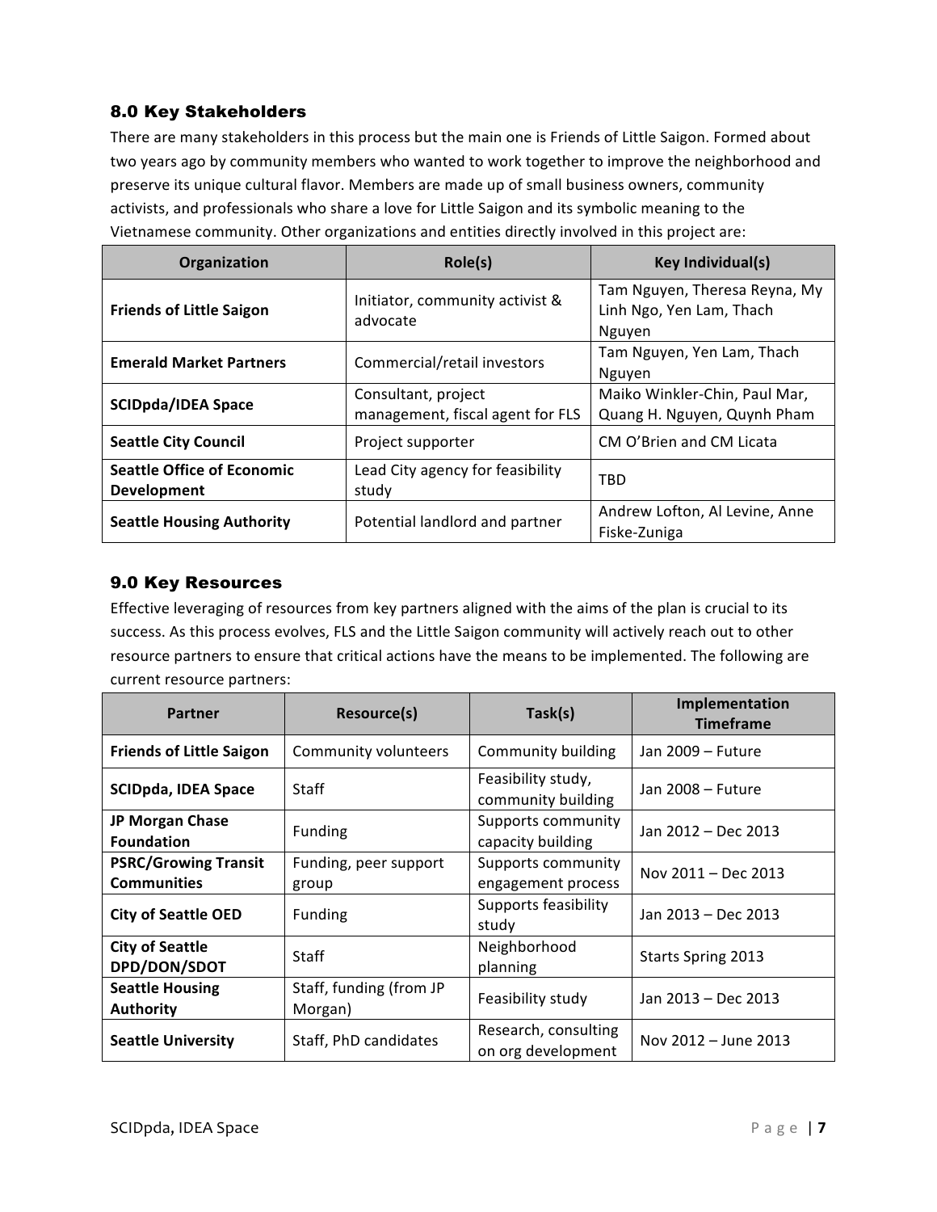### 8.0 Key Stakeholders

There are many stakeholders in this process but the main one is Friends of Little Saigon. Formed about two years ago by community members who wanted to work together to improve the neighborhood and preserve its unique cultural flavor. Members are made up of small business owners, community activists, and professionals who share a love for Little Saigon and its symbolic meaning to the Vietnamese community. Other organizations and entities directly involved in this project are:

| Organization | Role(s) | Key Individual(s) |
|---|---|---|
| **Friends of Little Saigon** | Initiator, community activist & advocate | Tam Nguyen, Theresa Reyna, My Linh Ngo, Yen Lam, Thach Nguyen |
| **Emerald Market Partners** | Commercial/retail investors | Tam Nguyen, Yen Lam, Thach Nguyen |
| **SCIDpda/IDEA Space** | Consultant, project management, fiscal agent for FLS | Maiko Winkler-Chin, Paul Mar, Quang H. Nguyen, Quynh Pham |
| **Seattle City Council** | Project supporter | CM O'Brien and CM Licata |
| **Seattle Office of Economic Development** | Lead City agency for feasibility study | TBD |
| **Seattle Housing Authority** | Potential landlord and partner | Andrew Lofton, Al Levine, Anne Fiske-Zuniga |

### 9.0 Key Resources

Effective leveraging of resources from key partners aligned with the aims of the plan is crucial to its success. As this process evolves, FLS and the Little Saigon community will actively reach out to other resource partners to ensure that critical actions have the means to be implemented. The following are current resource partners:

| Partner | Resource(s) | Task(s) | Implementation Timeframe |
|---|---|---|---|
| **Friends of Little Saigon** | Community volunteers | Community building | Jan 2009 – Future |
| **SCIDpda, IDEA Space** | Staff | Feasibility study, community building | Jan 2008 – Future |
| **JP Morgan Chase Foundation** | Funding | Supports community capacity building | Jan 2012 – Dec 2013 |
| **PSRC/Growing Transit Communities** | Funding, peer support group | Supports community engagement process | Nov 2011 – Dec 2013 |
| **City of Seattle OED** | Funding | Supports feasibility study | Jan 2013 – Dec 2013 |
| **City of Seattle DPD/DON/SDOT** | Staff | Neighborhood planning | Starts Spring 2013 |
| **Seattle Housing Authority** | Staff, funding (from JP Morgan) | Feasibility study | Jan 2013 – Dec 2013 |
| **Seattle University** | Staff, PhD candidates | Research, consulting on org development | Nov 2012 – June 2013 |